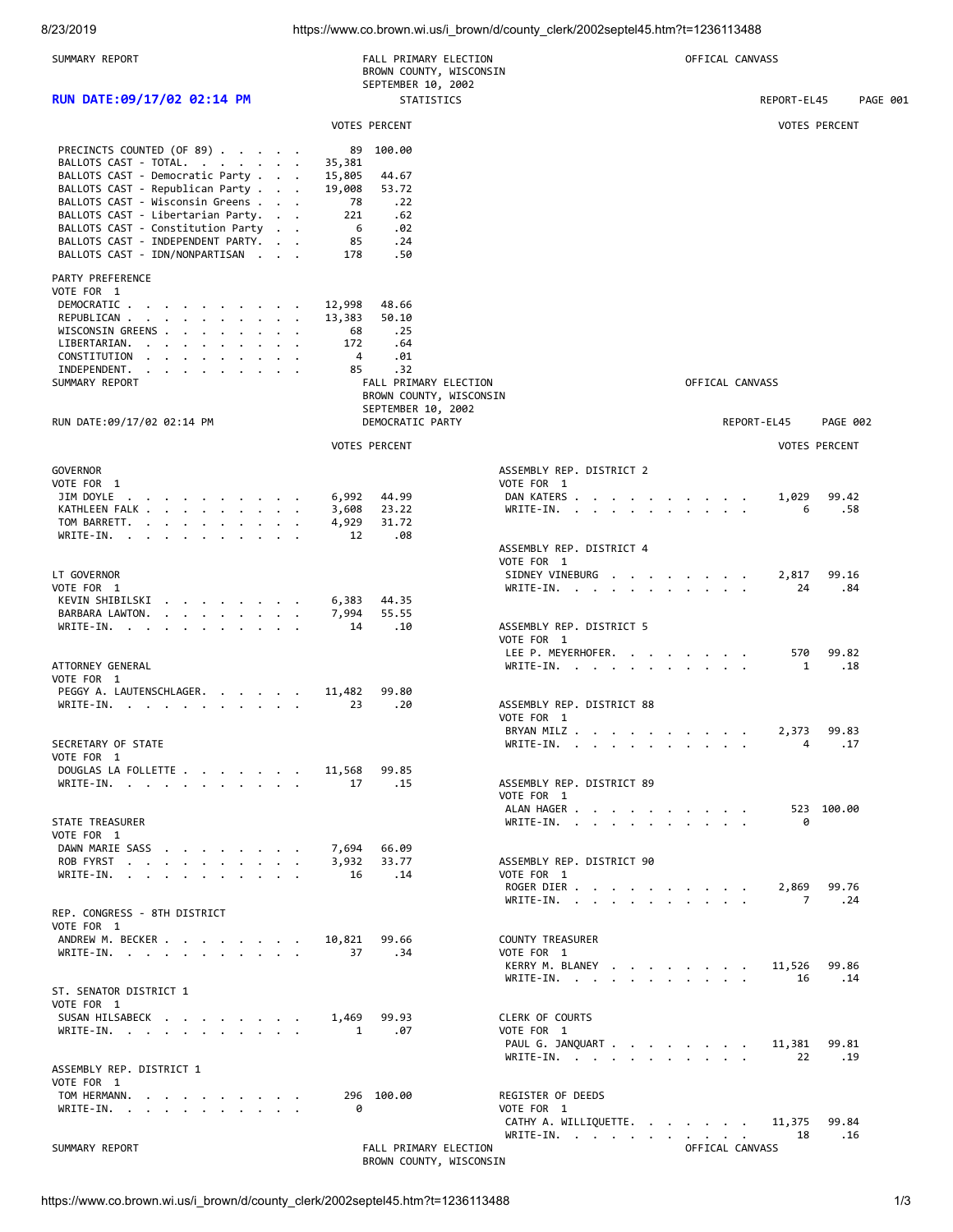SUMMARY REPORT

FALL PRIMARY ELECTION
BROWN COUNTY, WISCONSIN
SEPTEMBER 10, 2002
STATISTICS

OFFICAL CANVASS

**RUN DATE:09/17/02 02:14 PM**

REPORT-EL45 PAGE 001

| | VOTES | PERCENT |
|---|---|---|
| PRECINCTS COUNTED (OF 89) | 89 | 100.00 |
| BALLOTS CAST - TOTAL. | 35,381 | |
| BALLOTS CAST - Democratic Party | 15,805 | 44.67 |
| BALLOTS CAST - Republican Party | 19,008 | 53.72 |
| BALLOTS CAST - Wisconsin Greens | 78 | .22 |
| BALLOTS CAST - Libertarian Party. | 221 | .62 |
| BALLOTS CAST - Constitution Party | 6 | .02 |
| BALLOTS CAST - INDEPENDENT PARTY. | 85 | .24 |
| BALLOTS CAST - IDN/NONPARTISAN | 178 | .50 |

PARTY PREFERENCE
VOTE FOR 1

| | VOTES | PERCENT |
|---|---|---|
| DEMOCRATIC | 12,998 | 48.66 |
| REPUBLICAN | 13,383 | 50.10 |
| WISCONSIN GREENS | 68 | .25 |
| LIBERTARIAN. | 172 | .64 |
| CONSTITUTION | 4 | .01 |
| INDEPENDENT. | 85 | .32 |

SUMMARY REPORT

FALL PRIMARY ELECTION
BROWN COUNTY, WISCONSIN
SEPTEMBER 10, 2002
DEMOCRATIC PARTY

OFFICAL CANVASS

RUN DATE:09/17/02 02:14 PM

REPORT-EL45 PAGE 002

GOVERNOR
VOTE FOR 1

| | VOTES | PERCENT |
|---|---|---|
| JIM DOYLE | 6,992 | 44.99 |
| KATHLEEN FALK | 3,608 | 23.22 |
| TOM BARRETT. | 4,929 | 31.72 |
| WRITE-IN. | 12 | .08 |

LT GOVERNOR
VOTE FOR 1

| | VOTES | PERCENT |
|---|---|---|
| KEVIN SHIBILSKI | 6,383 | 44.35 |
| BARBARA LAWTON. | 7,994 | 55.55 |
| WRITE-IN. | 14 | .10 |

ATTORNEY GENERAL
VOTE FOR 1

| | VOTES | PERCENT |
|---|---|---|
| PEGGY A. LAUTENSCHLAGER. | 11,482 | 99.80 |
| WRITE-IN. | 23 | .20 |

SECRETARY OF STATE
VOTE FOR 1

| | VOTES | PERCENT |
|---|---|---|
| DOUGLAS LA FOLLETTE | 11,568 | 99.85 |
| WRITE-IN. | 17 | .15 |

STATE TREASURER
VOTE FOR 1

| | VOTES | PERCENT |
|---|---|---|
| DAWN MARIE SASS | 7,694 | 66.09 |
| ROB FYRST | 3,932 | 33.77 |
| WRITE-IN. | 16 | .14 |

REP. CONGRESS - 8TH DISTRICT
VOTE FOR 1

| | VOTES | PERCENT |
|---|---|---|
| ANDREW M. BECKER | 10,821 | 99.66 |
| WRITE-IN. | 37 | .34 |

ST. SENATOR DISTRICT 1
VOTE FOR 1

| | VOTES | PERCENT |
|---|---|---|
| SUSAN HILSABECK | 1,469 | 99.93 |
| WRITE-IN. | 1 | .07 |

ASSEMBLY REP. DISTRICT 1
VOTE FOR 1

| | VOTES | PERCENT |
|---|---|---|
| TOM HERMANN. | 296 | 100.00 |
| WRITE-IN. | 0 | |

ASSEMBLY REP. DISTRICT 2
VOTE FOR 1

| | VOTES | PERCENT |
|---|---|---|
| DAN KATERS | 1,029 | 99.42 |
| WRITE-IN. | 6 | .58 |

ASSEMBLY REP. DISTRICT 4
VOTE FOR 1

| | VOTES | PERCENT |
|---|---|---|
| SIDNEY VINEBURG | 2,817 | 99.16 |
| WRITE-IN. | 24 | .84 |

ASSEMBLY REP. DISTRICT 5
VOTE FOR 1

| | VOTES | PERCENT |
|---|---|---|
| LEE P. MEYERHOFER. | 570 | 99.82 |
| WRITE-IN. | 1 | .18 |

ASSEMBLY REP. DISTRICT 88
VOTE FOR 1

| | VOTES | PERCENT |
|---|---|---|
| BRYAN MILZ | 2,373 | 99.83 |
| WRITE-IN. | 4 | .17 |

ASSEMBLY REP. DISTRICT 89
VOTE FOR 1

| | VOTES | PERCENT |
|---|---|---|
| ALAN HAGER | 523 | 100.00 |
| WRITE-IN. | 0 | |

ASSEMBLY REP. DISTRICT 90
VOTE FOR 1

| | VOTES | PERCENT |
|---|---|---|
| ROGER DIER | 2,869 | 99.76 |
| WRITE-IN. | 7 | .24 |

COUNTY TREASURER
VOTE FOR 1

| | VOTES | PERCENT |
|---|---|---|
| KERRY M. BLANEY | 11,526 | 99.86 |
| WRITE-IN. | 16 | .14 |

CLERK OF COURTS
VOTE FOR 1

| | VOTES | PERCENT |
|---|---|---|
| PAUL G. JANQUART | 11,381 | 99.81 |
| WRITE-IN. | 22 | .19 |

REGISTER OF DEEDS
VOTE FOR 1

| | VOTES | PERCENT |
|---|---|---|
| CATHY A. WILLIQUETTE. | 11,375 | 99.84 |
| WRITE-IN. | 18 | .16 |

SUMMARY REPORT

FALL PRIMARY ELECTION
BROWN COUNTY, WISCONSIN

OFFICAL CANVASS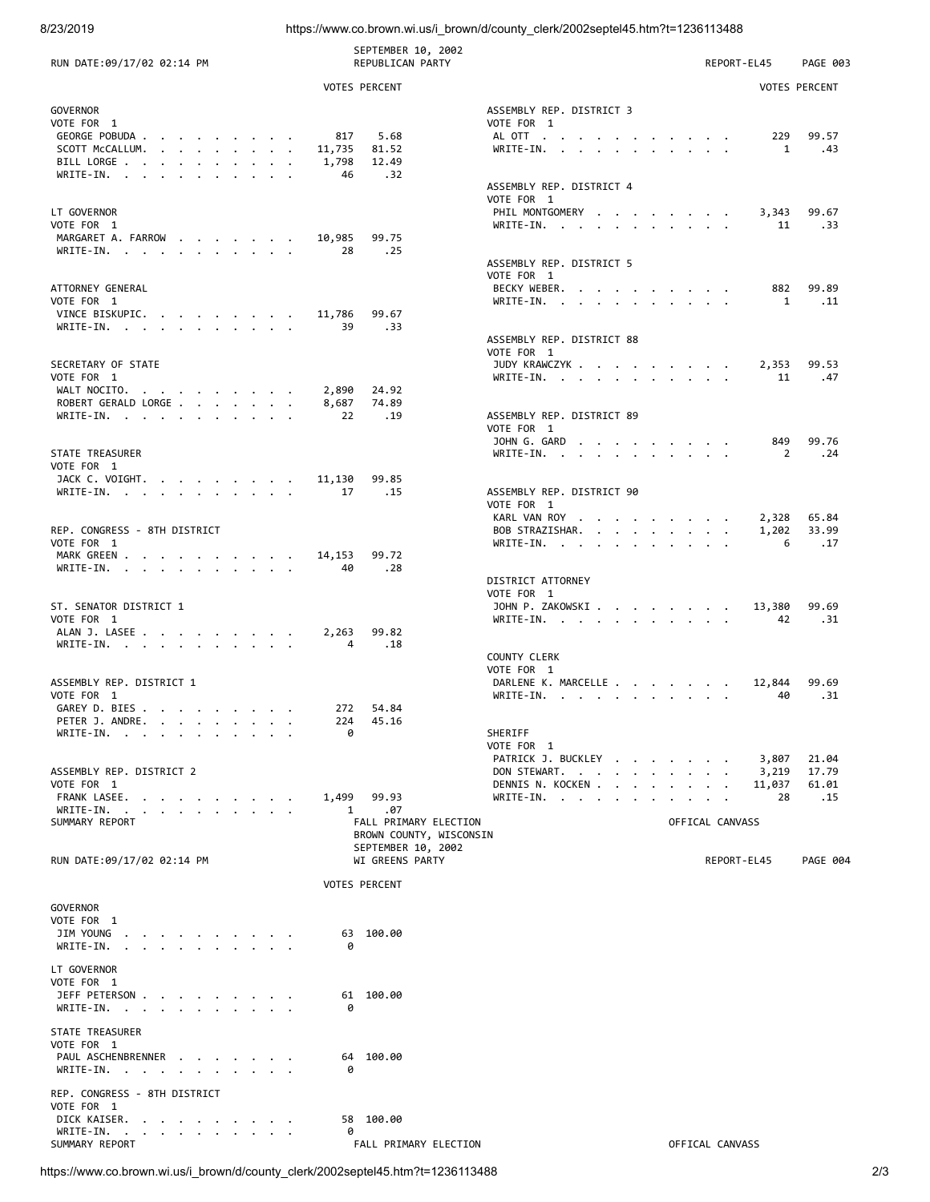RUN DATE:09/17/02 02:14 PM

SEPTEMBER 10, 2002
REPUBLICAN PARTY

REPORT-EL45 PAGE 003

### GOVERNOR
VOTE FOR 1

| | VOTES | PERCENT |
|---|---|---|
| GEORGE POBUDA | 817 | 5.68 |
| SCOTT McCALLUM | 11,735 | 81.52 |
| BILL LORGE | 1,798 | 12.49 |
| WRITE-IN | 46 | .32 |

### LT GOVERNOR
VOTE FOR 1

| | VOTES | PERCENT |
|---|---|---|
| MARGARET A. FARROW | 10,985 | 99.75 |
| WRITE-IN | 28 | .25 |

### ATTORNEY GENERAL
VOTE FOR 1

| | VOTES | PERCENT |
|---|---|---|
| VINCE BISKUPIC | 11,786 | 99.67 |
| WRITE-IN | 39 | .33 |

### SECRETARY OF STATE
VOTE FOR 1

| | VOTES | PERCENT |
|---|---|---|
| WALT NOCITO | 2,890 | 24.92 |
| ROBERT GERALD LORGE | 8,687 | 74.89 |
| WRITE-IN | 22 | .19 |

### STATE TREASURER
VOTE FOR 1

| | VOTES | PERCENT |
|---|---|---|
| JACK C. VOIGHT | 11,130 | 99.85 |
| WRITE-IN | 17 | .15 |

### REP. CONGRESS - 8TH DISTRICT
VOTE FOR 1

| | VOTES | PERCENT |
|---|---|---|
| MARK GREEN | 14,153 | 99.72 |
| WRITE-IN | 40 | .28 |

### ST. SENATOR DISTRICT 1
VOTE FOR 1

| | VOTES | PERCENT |
|---|---|---|
| ALAN J. LASEE | 2,263 | 99.82 |
| WRITE-IN | 4 | .18 |

### ASSEMBLY REP. DISTRICT 1
VOTE FOR 1

| | VOTES | PERCENT |
|---|---|---|
| GAREY D. BIES | 272 | 54.84 |
| PETER J. ANDRE | 224 | 45.16 |
| WRITE-IN | 0 | |

### ASSEMBLY REP. DISTRICT 2
VOTE FOR 1

| | VOTES | PERCENT |
|---|---|---|
| FRANK LASEE | 1,499 | 99.93 |
| WRITE-IN | 1 | .07 |

### ASSEMBLY REP. DISTRICT 3
VOTE FOR 1

| | VOTES | PERCENT |
|---|---|---|
| AL OTT | 229 | 99.57 |
| WRITE-IN | 1 | .43 |

### ASSEMBLY REP. DISTRICT 4
VOTE FOR 1

| | VOTES | PERCENT |
|---|---|---|
| PHIL MONTGOMERY | 3,343 | 99.67 |
| WRITE-IN | 11 | .33 |

### ASSEMBLY REP. DISTRICT 5
VOTE FOR 1

| | VOTES | PERCENT |
|---|---|---|
| BECKY WEBER | 882 | 99.89 |
| WRITE-IN | 1 | .11 |

### ASSEMBLY REP. DISTRICT 88
VOTE FOR 1

| | VOTES | PERCENT |
|---|---|---|
| JUDY KRAWCZYK | 2,353 | 99.53 |
| WRITE-IN | 11 | .47 |

### ASSEMBLY REP. DISTRICT 89
VOTE FOR 1

| | VOTES | PERCENT |
|---|---|---|
| JOHN G. GARD | 849 | 99.76 |
| WRITE-IN | 2 | .24 |

### ASSEMBLY REP. DISTRICT 90
VOTE FOR 1

| | VOTES | PERCENT |
|---|---|---|
| KARL VAN ROY | 2,328 | 65.84 |
| BOB STRAZISHAR | 1,202 | 33.99 |
| WRITE-IN | 6 | .17 |

### DISTRICT ATTORNEY
VOTE FOR 1

| | VOTES | PERCENT |
|---|---|---|
| JOHN P. ZAKOWSKI | 13,380 | 99.69 |
| WRITE-IN | 42 | .31 |

### COUNTY CLERK
VOTE FOR 1

| | VOTES | PERCENT |
|---|---|---|
| DARLENE K. MARCELLE | 12,844 | 99.69 |
| WRITE-IN | 40 | .31 |

### SHERIFF
VOTE FOR 1

| | VOTES | PERCENT |
|---|---|---|
| PATRICK J. BUCKLEY | 3,807 | 21.04 |
| DON STEWART | 3,219 | 17.79 |
| DENNIS N. KOCKEN | 11,037 | 61.01 |
| WRITE-IN | 28 | .15 |

SUMMARY REPORT

FALL PRIMARY ELECTION
BROWN COUNTY, WISCONSIN
SEPTEMBER 10, 2002
WI GREENS PARTY

OFFICAL CANVASS

RUN DATE:09/17/02 02:14 PM

REPORT-EL45 PAGE 004

### GOVERNOR
VOTE FOR 1

| | VOTES | PERCENT |
|---|---|---|
| JIM YOUNG | 63 | 100.00 |
| WRITE-IN | 0 | |

### LT GOVERNOR
VOTE FOR 1

| | VOTES | PERCENT |
|---|---|---|
| JEFF PETERSON | 61 | 100.00 |
| WRITE-IN | 0 | |

### STATE TREASURER
VOTE FOR 1

| | VOTES | PERCENT |
|---|---|---|
| PAUL ASCHENBRENNER | 64 | 100.00 |
| WRITE-IN | 0 | |

### REP. CONGRESS - 8TH DISTRICT
VOTE FOR 1

| | VOTES | PERCENT |
|---|---|---|
| DICK KAISER | 58 | 100.00 |
| WRITE-IN | 0 | |

SUMMARY REPORT

FALL PRIMARY ELECTION

OFFICAL CANVASS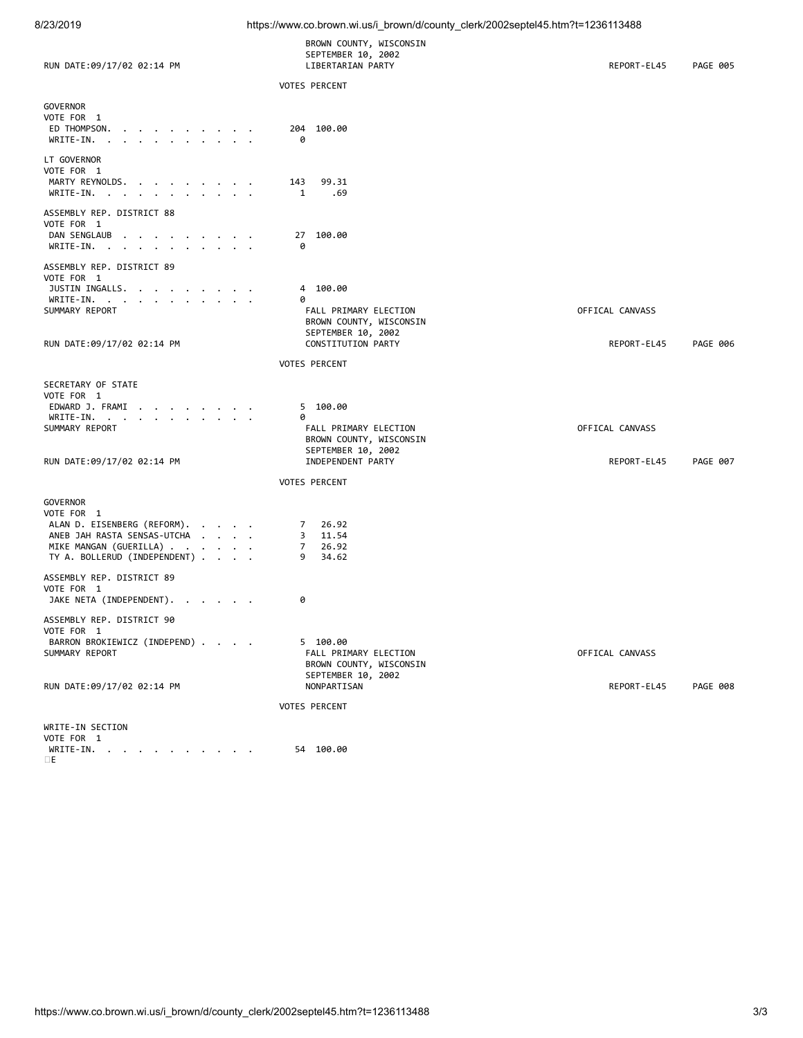BROWN COUNTY, WISCONSIN
SEPTEMBER 10, 2002

RUN DATE:09/17/02 02:14 PM — LIBERTARIAN PARTY — REPORT-EL45 — PAGE 005

| | VOTES | PERCENT |
|---|---|---|
| **GOVERNOR** | | |
| VOTE FOR 1 | | |
| ED THOMPSON. | 204 | 100.00 |
| WRITE-IN. | 0 | |
| **LT GOVERNOR** | | |
| VOTE FOR 1 | | |
| MARTY REYNOLDS. | 143 | 99.31 |
| WRITE-IN. | 1 | .69 |
| **ASSEMBLY REP. DISTRICT 88** | | |
| VOTE FOR 1 | | |
| DAN SENGLAUB | 27 | 100.00 |
| WRITE-IN. | 0 | |
| **ASSEMBLY REP. DISTRICT 89** | | |
| VOTE FOR 1 | | |
| JUSTIN INGALLS. | 4 | 100.00 |
| WRITE-IN. | 0 | |

SUMMARY REPORT — FALL PRIMARY ELECTION — OFFICAL CANVASS
BROWN COUNTY, WISCONSIN
SEPTEMBER 10, 2002

RUN DATE:09/17/02 02:14 PM — CONSTITUTION PARTY — REPORT-EL45 — PAGE 006

| | VOTES | PERCENT |
|---|---|---|
| **SECRETARY OF STATE** | | |
| VOTE FOR 1 | | |
| EDWARD J. FRAMI | 5 | 100.00 |
| WRITE-IN. | 0 | |

SUMMARY REPORT — FALL PRIMARY ELECTION — OFFICAL CANVASS
BROWN COUNTY, WISCONSIN
SEPTEMBER 10, 2002

RUN DATE:09/17/02 02:14 PM — INDEPENDENT PARTY — REPORT-EL45 — PAGE 007

| | VOTES | PERCENT |
|---|---|---|
| **GOVERNOR** | | |
| VOTE FOR 1 | | |
| ALAN D. EISENBERG (REFORM). | 7 | 26.92 |
| ANEB JAH RASTA SENSAS-UTCHA | 3 | 11.54 |
| MIKE MANGAN (GUERILLA) | 7 | 26.92 |
| TY A. BOLLERUD (INDEPENDENT) | 9 | 34.62 |
| **ASSEMBLY REP. DISTRICT 89** | | |
| VOTE FOR 1 | | |
| JAKE NETA (INDEPENDENT). | 0 | |
| **ASSEMBLY REP. DISTRICT 90** | | |
| VOTE FOR 1 | | |
| BARRON BROKIEWICZ (INDEPEND) | 5 | 100.00 |

SUMMARY REPORT — FALL PRIMARY ELECTION — OFFICAL CANVASS
BROWN COUNTY, WISCONSIN
SEPTEMBER 10, 2002

RUN DATE:09/17/02 02:14 PM — NONPARTISAN — REPORT-EL45 — PAGE 008

| | VOTES | PERCENT |
|---|---|---|
| **WRITE-IN SECTION** | | |
| VOTE FOR 1 | | |
| WRITE-IN. | 54 | 100.00 |

E